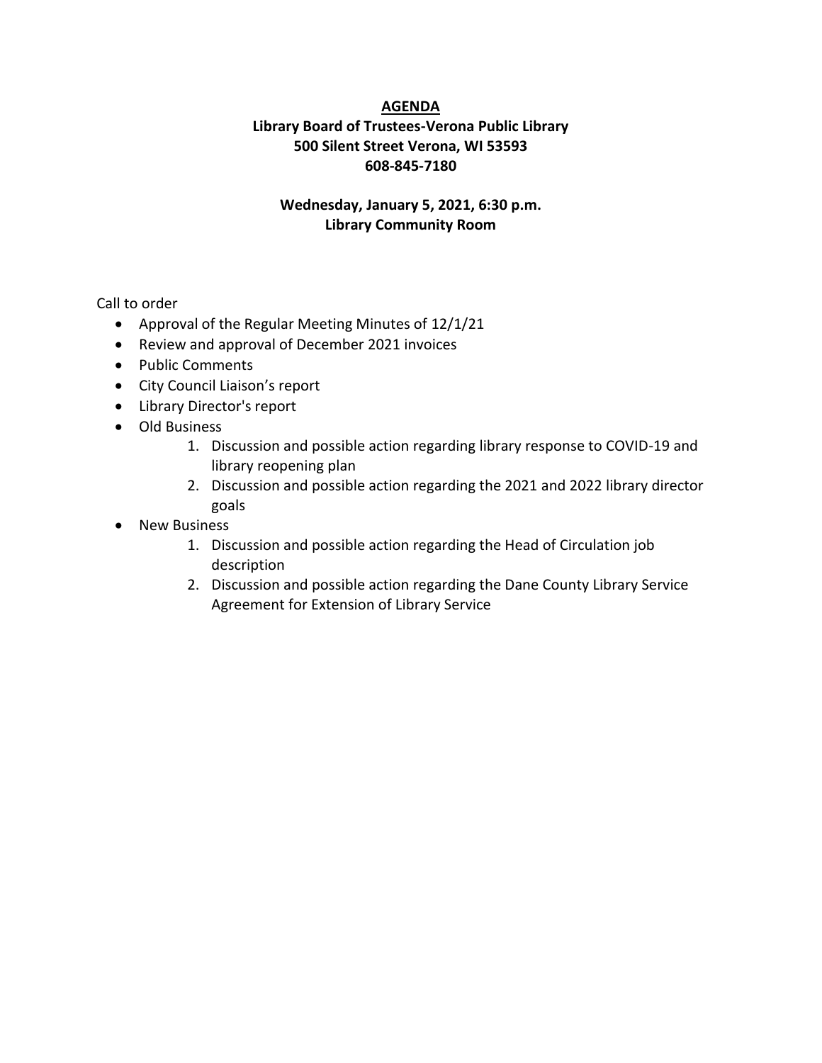**AGENDA**

**Library Board of Trustees-Verona Public Library**
**500 Silent Street Verona, WI 53593**
**608-845-7180**

**Wednesday, January 5, 2021, 6:30 p.m.**
**Library Community Room**

Call to order

- Approval of the Regular Meeting Minutes of 12/1/21
- Review and approval of December 2021 invoices
- Public Comments
- City Council Liaison's report
- Library Director's report
- Old Business
    1. Discussion and possible action regarding library response to COVID-19 and library reopening plan
    2. Discussion and possible action regarding the 2021 and 2022 library director goals
- New Business
    1. Discussion and possible action regarding the Head of Circulation job description
    2. Discussion and possible action regarding the Dane County Library Service Agreement for Extension of Library Service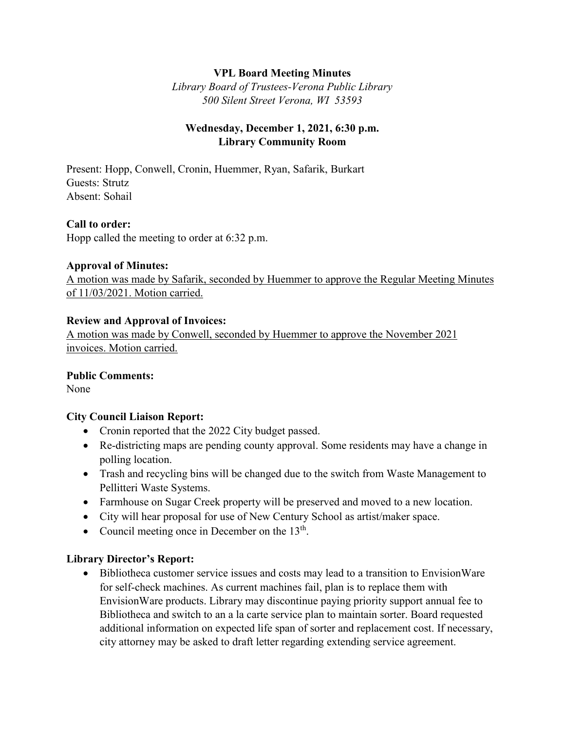# VPL Board Meeting Minutes

*Library Board of Trustees-Verona Public Library*
*500 Silent Street Verona, WI 53593*

**Wednesday, December 1, 2021, 6:30 p.m.**
**Library Community Room**

Present: Hopp, Conwell, Cronin, Huemmer, Ryan, Safarik, Burkart
Guests: Strutz
Absent: Sohail

**Call to order:**
Hopp called the meeting to order at 6:32 p.m.

**Approval of Minutes:**
<u>A motion was made by Safarik, seconded by Huemmer to approve the Regular Meeting Minutes of 11/03/2021. Motion carried.</u>

**Review and Approval of Invoices:**
<u>A motion was made by Conwell, seconded by Huemmer to approve the November 2021 invoices. Motion carried.</u>

**Public Comments:**
None

**City Council Liaison Report:**

- Cronin reported that the 2022 City budget passed.
- Re-districting maps are pending county approval. Some residents may have a change in polling location.
- Trash and recycling bins will be changed due to the switch from Waste Management to Pellitteri Waste Systems.
- Farmhouse on Sugar Creek property will be preserved and moved to a new location.
- City will hear proposal for use of New Century School as artist/maker space.
- Council meeting once in December on the 13th.

**Library Director's Report:**

- Bibliotheca customer service issues and costs may lead to a transition to EnvisionWare for self-check machines. As current machines fail, plan is to replace them with EnvisionWare products. Library may discontinue paying priority support annual fee to Bibliotheca and switch to an a la carte service plan to maintain sorter. Board requested additional information on expected life span of sorter and replacement cost. If necessary, city attorney may be asked to draft letter regarding extending service agreement.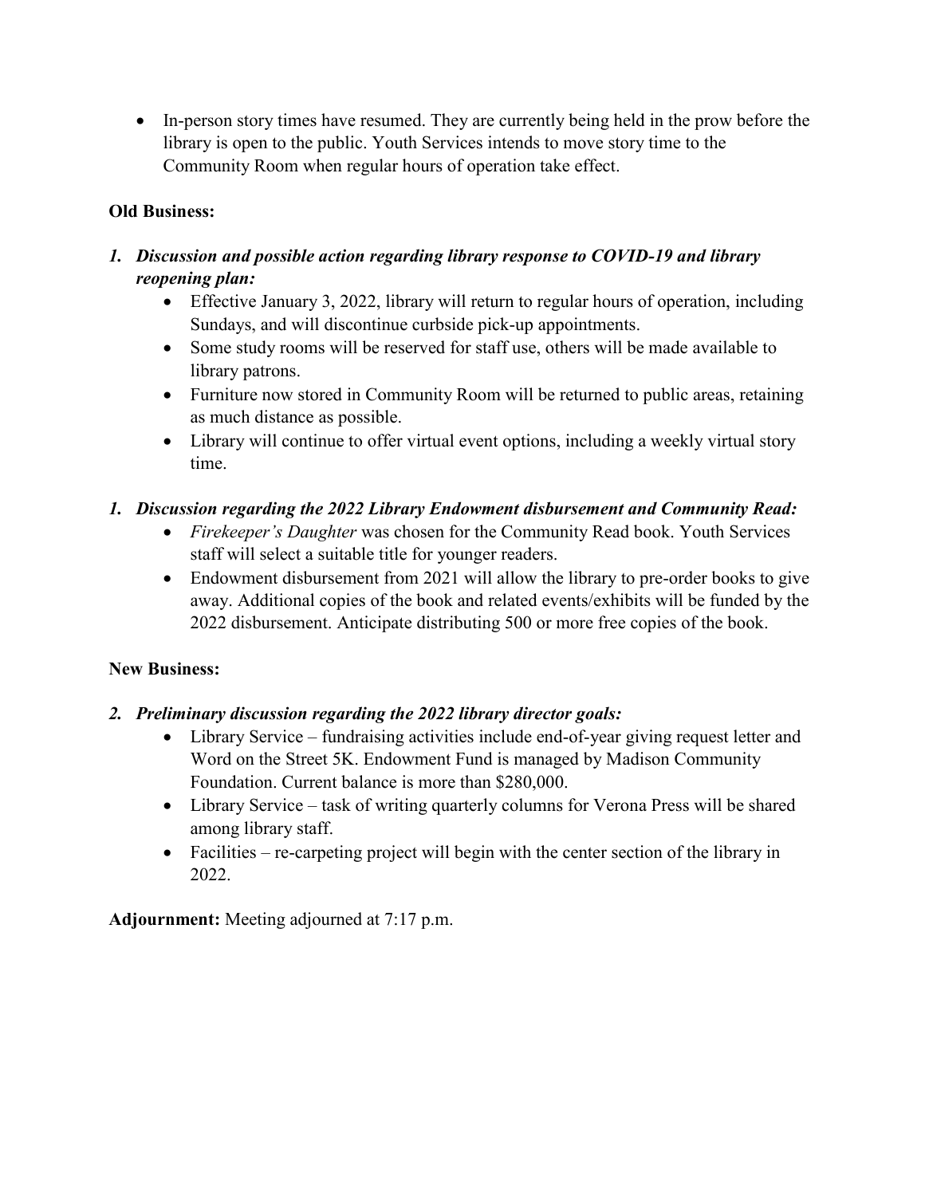- In-person story times have resumed. They are currently being held in the prow before the library is open to the public. Youth Services intends to move story time to the Community Room when regular hours of operation take effect.

**Old Business:**

1. ***Discussion and possible action regarding library response to COVID-19 and library reopening plan:***
   - Effective January 3, 2022, library will return to regular hours of operation, including Sundays, and will discontinue curbside pick-up appointments.
   - Some study rooms will be reserved for staff use, others will be made available to library patrons.
   - Furniture now stored in Community Room will be returned to public areas, retaining as much distance as possible.
   - Library will continue to offer virtual event options, including a weekly virtual story time.

1. ***Discussion regarding the 2022 Library Endowment disbursement and Community Read:***
   - *Firekeeper's Daughter* was chosen for the Community Read book. Youth Services staff will select a suitable title for younger readers.
   - Endowment disbursement from 2021 will allow the library to pre-order books to give away. Additional copies of the book and related events/exhibits will be funded by the 2022 disbursement. Anticipate distributing 500 or more free copies of the book.

**New Business:**

2. ***Preliminary discussion regarding the 2022 library director goals:***
   - Library Service – fundraising activities include end-of-year giving request letter and Word on the Street 5K. Endowment Fund is managed by Madison Community Foundation. Current balance is more than $280,000.
   - Library Service – task of writing quarterly columns for Verona Press will be shared among library staff.
   - Facilities – re-carpeting project will begin with the center section of the library in 2022.

**Adjournment:** Meeting adjourned at 7:17 p.m.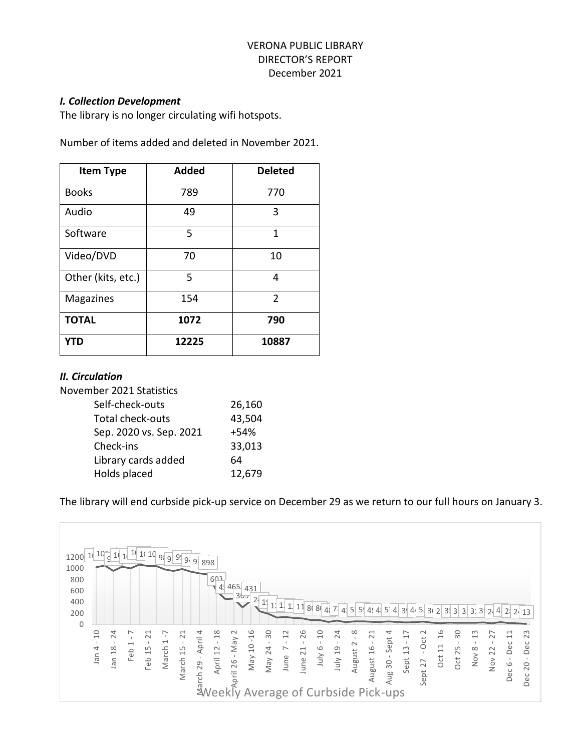VERONA PUBLIC LIBRARY
DIRECTOR'S REPORT
December 2021

### *I. Collection Development*

The library is no longer circulating wifi hotspots.

Number of items added and deleted in November 2021.

| Item Type | Added | Deleted |
|---|---|---|
| Books | 789 | 770 |
| Audio | 49 | 3 |
| Software | 5 | 1 |
| Video/DVD | 70 | 10 |
| Other (kits, etc.) | 5 | 4 |
| Magazines | 154 | 2 |
| **TOTAL** | **1072** | **790** |
| **YTD** | **12225** | **10887** |

### *II. Circulation*

November 2021 Statistics

| | |
|---|---|
| Self-check-outs | 26,160 |
| Total check-outs | 43,504 |
| Sep. 2020 vs. Sep. 2021 | +54% |
| Check-ins | 33,013 |
| Library cards added | 64 |
| Holds placed | 12,679 |

The library will end curbside pick-up service on December 29 as we return to our full hours on January 3.

Weekly Average of Curbside Pick-ups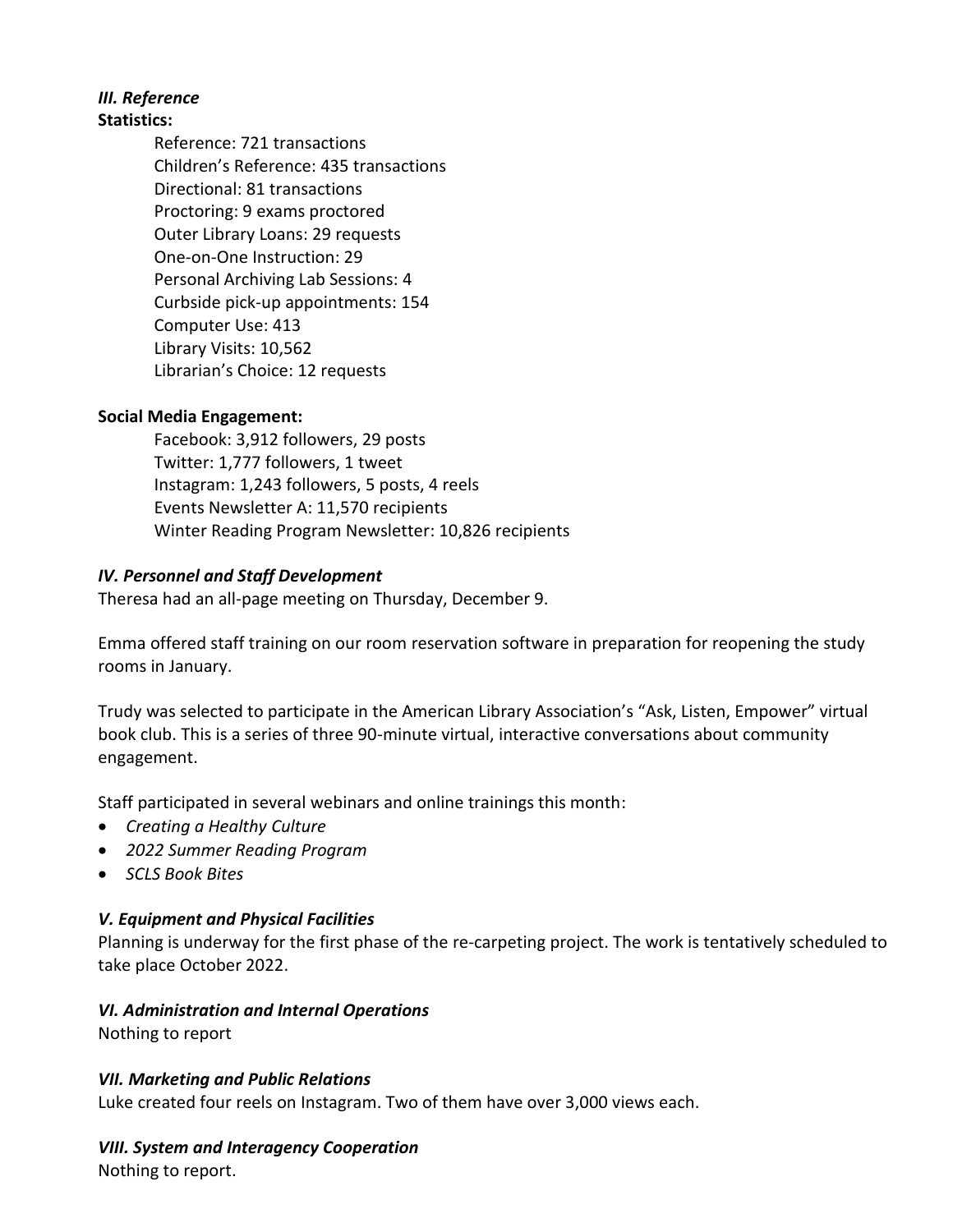### *III. Reference*

**Statistics:**

Reference: 721 transactions
Children's Reference: 435 transactions
Directional: 81 transactions
Proctoring: 9 exams proctored
Outer Library Loans: 29 requests
One-on-One Instruction: 29
Personal Archiving Lab Sessions: 4
Curbside pick-up appointments: 154
Computer Use: 413
Library Visits: 10,562
Librarian's Choice: 12 requests

**Social Media Engagement:**

Facebook: 3,912 followers, 29 posts
Twitter: 1,777 followers, 1 tweet
Instagram: 1,243 followers, 5 posts, 4 reels
Events Newsletter A: 11,570 recipients
Winter Reading Program Newsletter: 10,826 recipients

### *IV. Personnel and Staff Development*

Theresa had an all-page meeting on Thursday, December 9.

Emma offered staff training on our room reservation software in preparation for reopening the study rooms in January.

Trudy was selected to participate in the American Library Association's "Ask, Listen, Empower" virtual book club. This is a series of three 90-minute virtual, interactive conversations about community engagement.

Staff participated in several webinars and online trainings this month:

- *Creating a Healthy Culture*
- *2022 Summer Reading Program*
- *SCLS Book Bites*

### *V. Equipment and Physical Facilities*

Planning is underway for the first phase of the re-carpeting project. The work is tentatively scheduled to take place October 2022.

### *VI. Administration and Internal Operations*

Nothing to report

### *VII. Marketing and Public Relations*

Luke created four reels on Instagram. Two of them have over 3,000 views each.

### *VIII. System and Interagency Cooperation*

Nothing to report.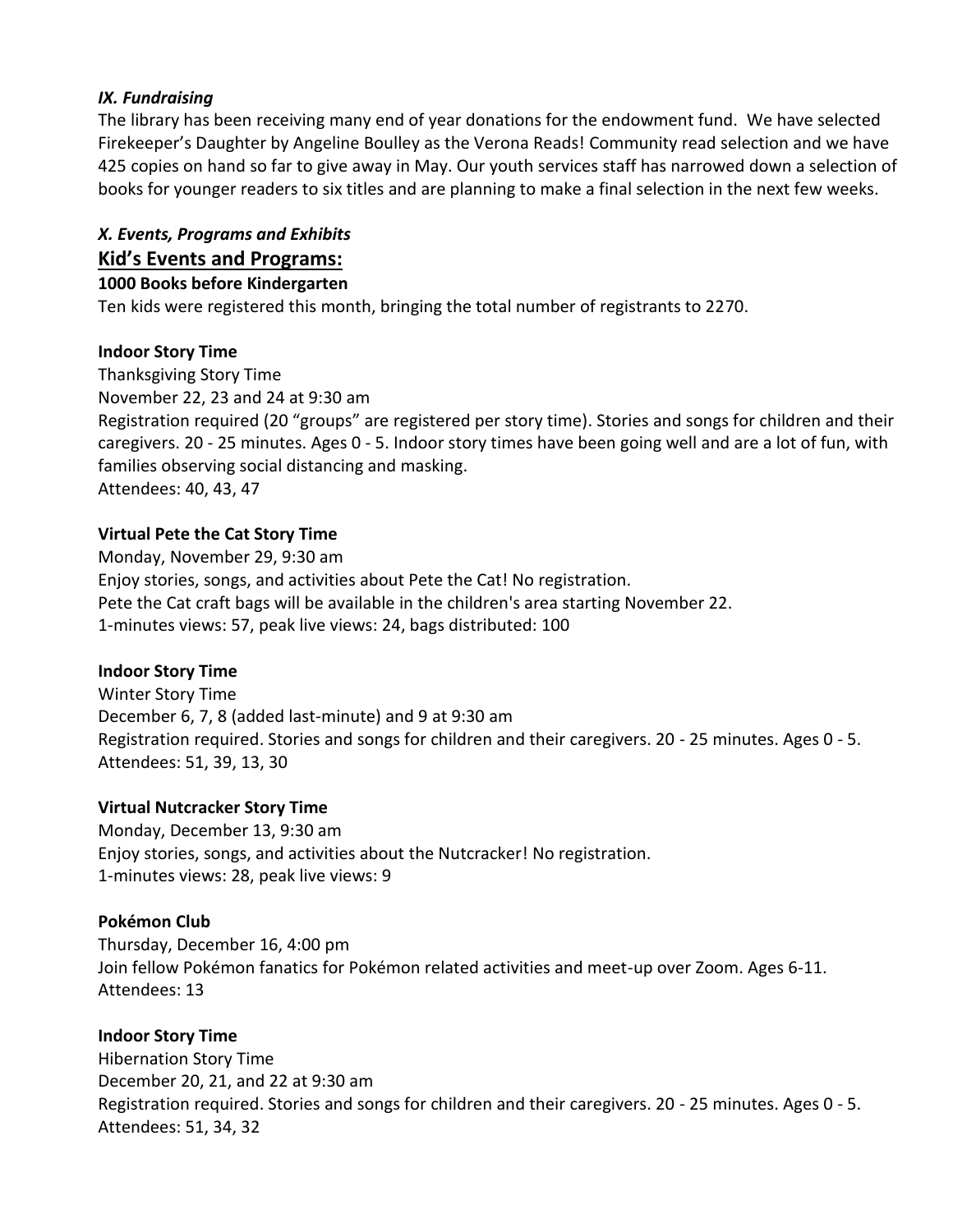### *IX. Fundraising*

The library has been receiving many end of year donations for the endowment fund. We have selected Firekeeper's Daughter by Angeline Boulley as the Verona Reads! Community read selection and we have 425 copies on hand so far to give away in May. Our youth services staff has narrowed down a selection of books for younger readers to six titles and are planning to make a final selection in the next few weeks.

### *X. Events, Programs and Exhibits*

## Kid's Events and Programs:

**1000 Books before Kindergarten**

Ten kids were registered this month, bringing the total number of registrants to 2270.

**Indoor Story Time**

Thanksgiving Story Time
November 22, 23 and 24 at 9:30 am
Registration required (20 "groups" are registered per story time). Stories and songs for children and their caregivers. 20 - 25 minutes. Ages 0 - 5. Indoor story times have been going well and are a lot of fun, with families observing social distancing and masking.
Attendees: 40, 43, 47

**Virtual Pete the Cat Story Time**

Monday, November 29, 9:30 am
Enjoy stories, songs, and activities about Pete the Cat! No registration.
Pete the Cat craft bags will be available in the children's area starting November 22.
1-minutes views: 57, peak live views: 24, bags distributed: 100

**Indoor Story Time**

Winter Story Time
December 6, 7, 8 (added last-minute) and 9 at 9:30 am
Registration required. Stories and songs for children and their caregivers. 20 - 25 minutes. Ages 0 - 5.
Attendees: 51, 39, 13, 30

**Virtual Nutcracker Story Time**

Monday, December 13, 9:30 am
Enjoy stories, songs, and activities about the Nutcracker! No registration.
1-minutes views: 28, peak live views: 9

**Pokémon Club**

Thursday, December 16, 4:00 pm
Join fellow Pokémon fanatics for Pokémon related activities and meet-up over Zoom. Ages 6-11.
Attendees: 13

**Indoor Story Time**

Hibernation Story Time
December 20, 21, and 22 at 9:30 am
Registration required. Stories and songs for children and their caregivers. 20 - 25 minutes. Ages 0 - 5.
Attendees: 51, 34, 32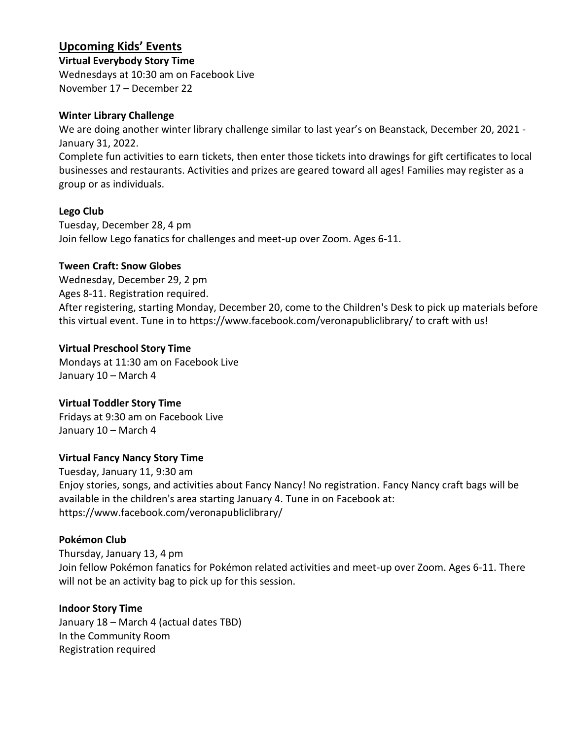## Upcoming Kids' Events

**Virtual Everybody Story Time**
Wednesdays at 10:30 am on Facebook Live
November 17 – December 22

**Winter Library Challenge**
We are doing another winter library challenge similar to last year's on Beanstack, December 20, 2021 - January 31, 2022.
Complete fun activities to earn tickets, then enter those tickets into drawings for gift certificates to local businesses and restaurants. Activities and prizes are geared toward all ages! Families may register as a group or as individuals.

**Lego Club**
Tuesday, December 28, 4 pm
Join fellow Lego fanatics for challenges and meet-up over Zoom. Ages 6-11.

**Tween Craft: Snow Globes**
Wednesday, December 29, 2 pm
Ages 8-11. Registration required.
After registering, starting Monday, December 20, come to the Children's Desk to pick up materials before this virtual event. Tune in to https://www.facebook.com/veronapubliclibrary/ to craft with us!

**Virtual Preschool Story Time**
Mondays at 11:30 am on Facebook Live
January 10 – March 4

**Virtual Toddler Story Time**
Fridays at 9:30 am on Facebook Live
January 10 – March 4

**Virtual Fancy Nancy Story Time**
Tuesday, January 11, 9:30 am
Enjoy stories, songs, and activities about Fancy Nancy! No registration. Fancy Nancy craft bags will be available in the children's area starting January 4. Tune in on Facebook at: https://www.facebook.com/veronapubliclibrary/

**Pokémon Club**
Thursday, January 13, 4 pm
Join fellow Pokémon fanatics for Pokémon related activities and meet-up over Zoom. Ages 6-11. There will not be an activity bag to pick up for this session.

**Indoor Story Time**
January 18 – March 4 (actual dates TBD)
In the Community Room
Registration required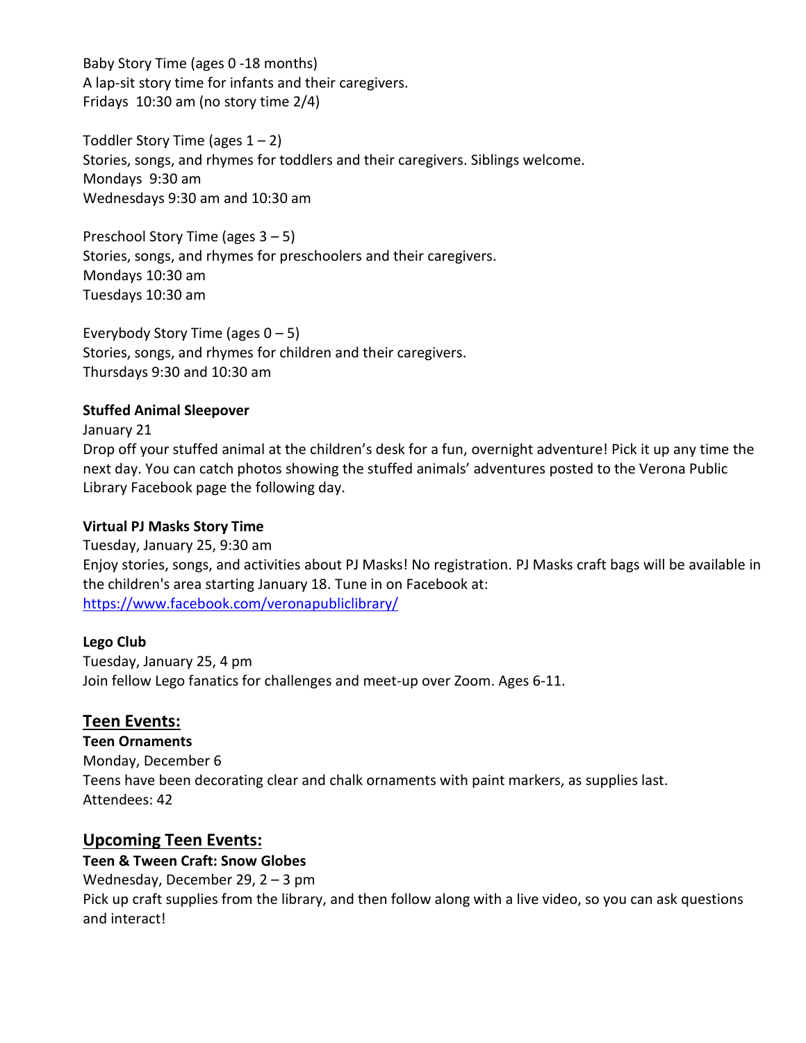Baby Story Time (ages 0 -18 months)
A lap-sit story time for infants and their caregivers.
Fridays 10:30 am (no story time 2/4)

Toddler Story Time (ages 1 – 2)
Stories, songs, and rhymes for toddlers and their caregivers. Siblings welcome.
Mondays 9:30 am
Wednesdays 9:30 am and 10:30 am

Preschool Story Time (ages 3 – 5)
Stories, songs, and rhymes for preschoolers and their caregivers.
Mondays 10:30 am
Tuesdays 10:30 am

Everybody Story Time (ages 0 – 5)
Stories, songs, and rhymes for children and their caregivers.
Thursdays 9:30 and 10:30 am

**Stuffed Animal Sleepover**
January 21
Drop off your stuffed animal at the children's desk for a fun, overnight adventure! Pick it up any time the next day. You can catch photos showing the stuffed animals' adventures posted to the Verona Public Library Facebook page the following day.

**Virtual PJ Masks Story Time**
Tuesday, January 25, 9:30 am
Enjoy stories, songs, and activities about PJ Masks! No registration. PJ Masks craft bags will be available in the children's area starting January 18. Tune in on Facebook at:
https://www.facebook.com/veronapubliclibrary/

**Lego Club**
Tuesday, January 25, 4 pm
Join fellow Lego fanatics for challenges and meet-up over Zoom. Ages 6-11.

## Teen Events:

**Teen Ornaments**
Monday, December 6
Teens have been decorating clear and chalk ornaments with paint markers, as supplies last.
Attendees: 42

## Upcoming Teen Events:

**Teen & Tween Craft: Snow Globes**
Wednesday, December 29, 2 – 3 pm
Pick up craft supplies from the library, and then follow along with a live video, so you can ask questions and interact!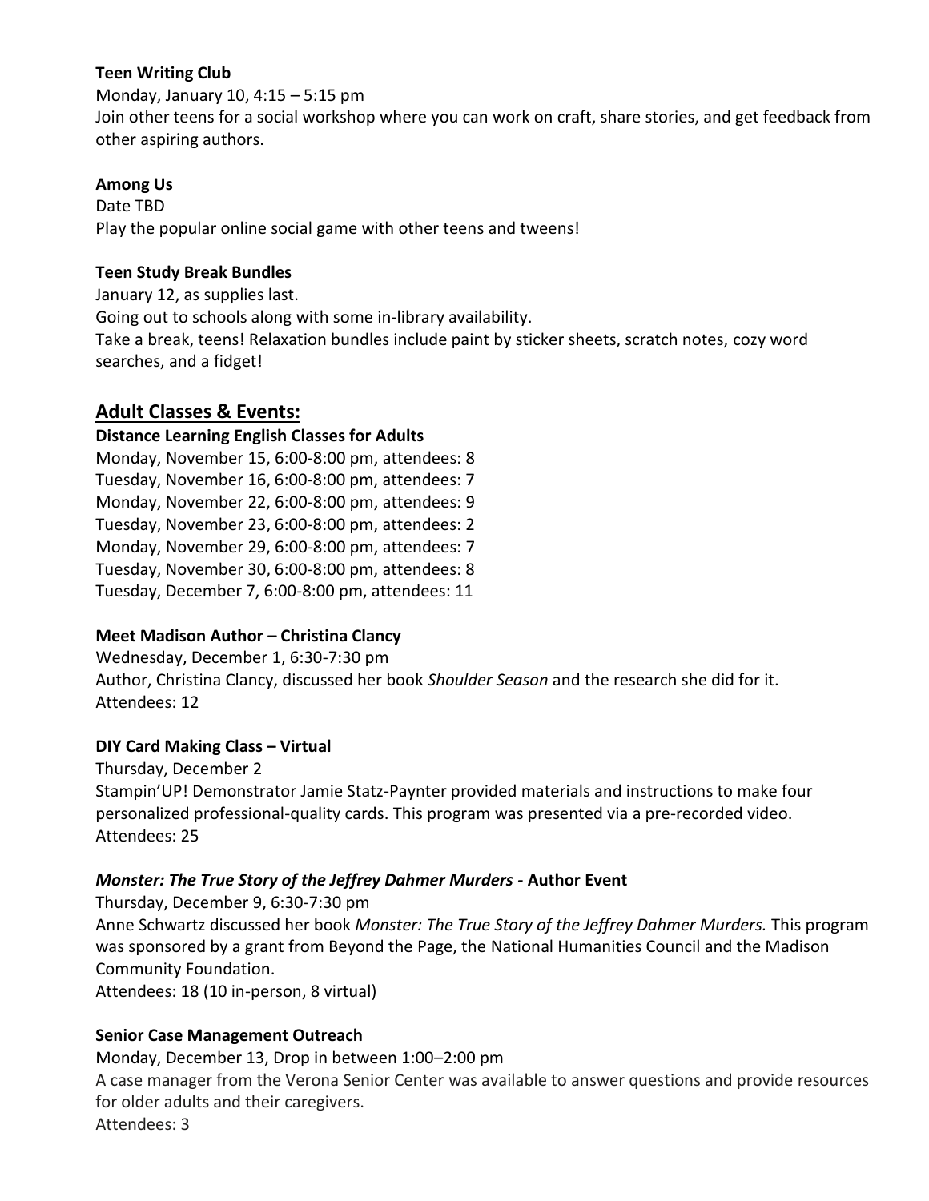**Teen Writing Club**

Monday, January 10, 4:15 – 5:15 pm

Join other teens for a social workshop where you can work on craft, share stories, and get feedback from other aspiring authors.

**Among Us**

Date TBD

Play the popular online social game with other teens and tweens!

**Teen Study Break Bundles**

January 12, as supplies last.

Going out to schools along with some in-library availability.

Take a break, teens! Relaxation bundles include paint by sticker sheets, scratch notes, cozy word searches, and a fidget!

## Adult Classes & Events:

**Distance Learning English Classes for Adults**

Monday, November 15, 6:00-8:00 pm, attendees: 8
Tuesday, November 16, 6:00-8:00 pm, attendees: 7
Monday, November 22, 6:00-8:00 pm, attendees: 9
Tuesday, November 23, 6:00-8:00 pm, attendees: 2
Monday, November 29, 6:00-8:00 pm, attendees: 7
Tuesday, November 30, 6:00-8:00 pm, attendees: 8
Tuesday, December 7, 6:00-8:00 pm, attendees: 11

**Meet Madison Author – Christina Clancy**

Wednesday, December 1, 6:30-7:30 pm

Author, Christina Clancy, discussed her book *Shoulder Season* and the research she did for it.

Attendees: 12

**DIY Card Making Class – Virtual**

Thursday, December 2

Stampin'UP! Demonstrator Jamie Statz-Paynter provided materials and instructions to make four personalized professional-quality cards. This program was presented via a pre-recorded video.

Attendees: 25

***Monster: The True Story of the Jeffrey Dahmer Murders* - Author Event**

Thursday, December 9, 6:30-7:30 pm

Anne Schwartz discussed her book *Monster: The True Story of the Jeffrey Dahmer Murders.* This program was sponsored by a grant from Beyond the Page, the National Humanities Council and the Madison Community Foundation.

Attendees: 18 (10 in-person, 8 virtual)

**Senior Case Management Outreach**

Monday, December 13, Drop in between 1:00–2:00 pm

A case manager from the Verona Senior Center was available to answer questions and provide resources for older adults and their caregivers.

Attendees: 3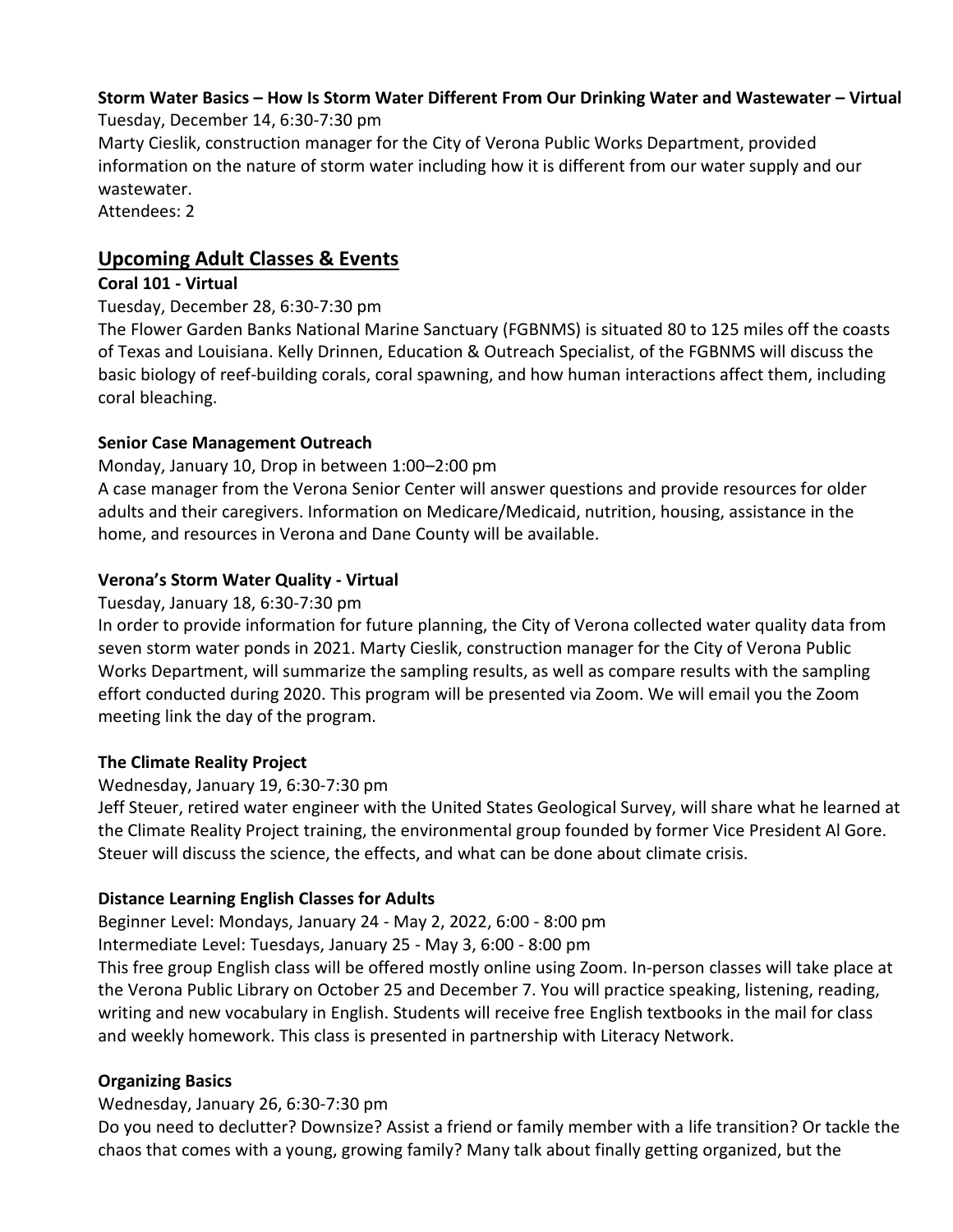**Storm Water Basics – How Is Storm Water Different From Our Drinking Water and Wastewater – Virtual**

Tuesday, December 14, 6:30-7:30 pm

Marty Cieslik, construction manager for the City of Verona Public Works Department, provided information on the nature of storm water including how it is different from our water supply and our wastewater.

Attendees: 2

## Upcoming Adult Classes & Events

**Coral 101 - Virtual**

Tuesday, December 28, 6:30-7:30 pm

The Flower Garden Banks National Marine Sanctuary (FGBNMS) is situated 80 to 125 miles off the coasts of Texas and Louisiana. Kelly Drinnen, Education & Outreach Specialist, of the FGBNMS will discuss the basic biology of reef-building corals, coral spawning, and how human interactions affect them, including coral bleaching.

**Senior Case Management Outreach**

Monday, January 10, Drop in between 1:00–2:00 pm

A case manager from the Verona Senior Center will answer questions and provide resources for older adults and their caregivers. Information on Medicare/Medicaid, nutrition, housing, assistance in the home, and resources in Verona and Dane County will be available.

**Verona's Storm Water Quality - Virtual**

Tuesday, January 18, 6:30-7:30 pm

In order to provide information for future planning, the City of Verona collected water quality data from seven storm water ponds in 2021. Marty Cieslik, construction manager for the City of Verona Public Works Department, will summarize the sampling results, as well as compare results with the sampling effort conducted during 2020. This program will be presented via Zoom. We will email you the Zoom meeting link the day of the program.

**The Climate Reality Project**

Wednesday, January 19, 6:30-7:30 pm

Jeff Steuer, retired water engineer with the United States Geological Survey, will share what he learned at the Climate Reality Project training, the environmental group founded by former Vice President Al Gore. Steuer will discuss the science, the effects, and what can be done about climate crisis.

**Distance Learning English Classes for Adults**

Beginner Level: Mondays, January 24 - May 2, 2022, 6:00 - 8:00 pm

Intermediate Level: Tuesdays, January 25 - May 3, 6:00 - 8:00 pm

This free group English class will be offered mostly online using Zoom. In-person classes will take place at the Verona Public Library on October 25 and December 7. You will practice speaking, listening, reading, writing and new vocabulary in English. Students will receive free English textbooks in the mail for class and weekly homework. This class is presented in partnership with Literacy Network.

**Organizing Basics**

Wednesday, January 26, 6:30-7:30 pm

Do you need to declutter? Downsize? Assist a friend or family member with a life transition? Or tackle the chaos that comes with a young, growing family? Many talk about finally getting organized, but the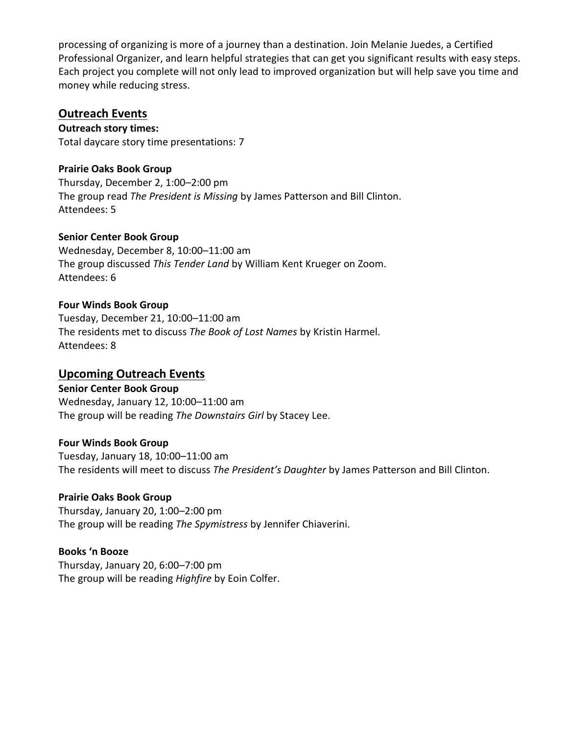processing of organizing is more of a journey than a destination. Join Melanie Juedes, a Certified Professional Organizer, and learn helpful strategies that can get you significant results with easy steps. Each project you complete will not only lead to improved organization but will help save you time and money while reducing stress.

## Outreach Events

**Outreach story times:**
Total daycare story time presentations: 7

**Prairie Oaks Book Group**
Thursday, December 2, 1:00–2:00 pm
The group read *The President is Missing* by James Patterson and Bill Clinton.
Attendees: 5

**Senior Center Book Group**
Wednesday, December 8, 10:00–11:00 am
The group discussed *This Tender Land* by William Kent Krueger on Zoom.
Attendees: 6

**Four Winds Book Group**
Tuesday, December 21, 10:00–11:00 am
The residents met to discuss *The Book of Lost Names* by Kristin Harmel.
Attendees: 8

## Upcoming Outreach Events

**Senior Center Book Group**
Wednesday, January 12, 10:00–11:00 am
The group will be reading *The Downstairs Girl* by Stacey Lee.

**Four Winds Book Group**
Tuesday, January 18, 10:00–11:00 am
The residents will meet to discuss *The President's Daughter* by James Patterson and Bill Clinton.

**Prairie Oaks Book Group**
Thursday, January 20, 1:00–2:00 pm
The group will be reading *The Spymistress* by Jennifer Chiaverini.

**Books 'n Booze**
Thursday, January 20, 6:00–7:00 pm
The group will be reading *Highfire* by Eoin Colfer.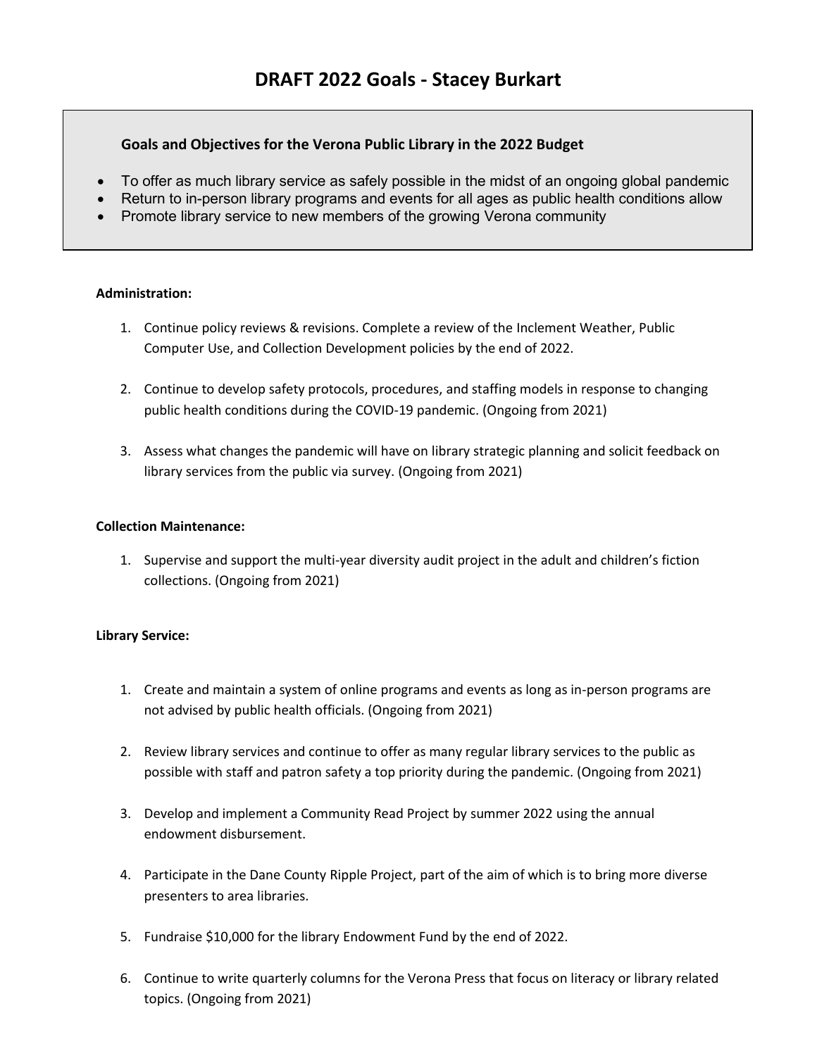# DRAFT 2022 Goals - Stacey Burkart

**Goals and Objectives for the Verona Public Library in the 2022 Budget**

- To offer as much library service as safely possible in the midst of an ongoing global pandemic
- Return to in-person library programs and events for all ages as public health conditions allow
- Promote library service to new members of the growing Verona community

**Administration:**

1. Continue policy reviews & revisions. Complete a review of the Inclement Weather, Public Computer Use, and Collection Development policies by the end of 2022.

2. Continue to develop safety protocols, procedures, and staffing models in response to changing public health conditions during the COVID-19 pandemic. (Ongoing from 2021)

3. Assess what changes the pandemic will have on library strategic planning and solicit feedback on library services from the public via survey. (Ongoing from 2021)

**Collection Maintenance:**

1. Supervise and support the multi-year diversity audit project in the adult and children's fiction collections. (Ongoing from 2021)

**Library Service:**

1. Create and maintain a system of online programs and events as long as in-person programs are not advised by public health officials. (Ongoing from 2021)

2. Review library services and continue to offer as many regular library services to the public as possible with staff and patron safety a top priority during the pandemic. (Ongoing from 2021)

3. Develop and implement a Community Read Project by summer 2022 using the annual endowment disbursement.

4. Participate in the Dane County Ripple Project, part of the aim of which is to bring more diverse presenters to area libraries.

5. Fundraise $10,000 for the library Endowment Fund by the end of 2022.

6. Continue to write quarterly columns for the Verona Press that focus on literacy or library related topics. (Ongoing from 2021)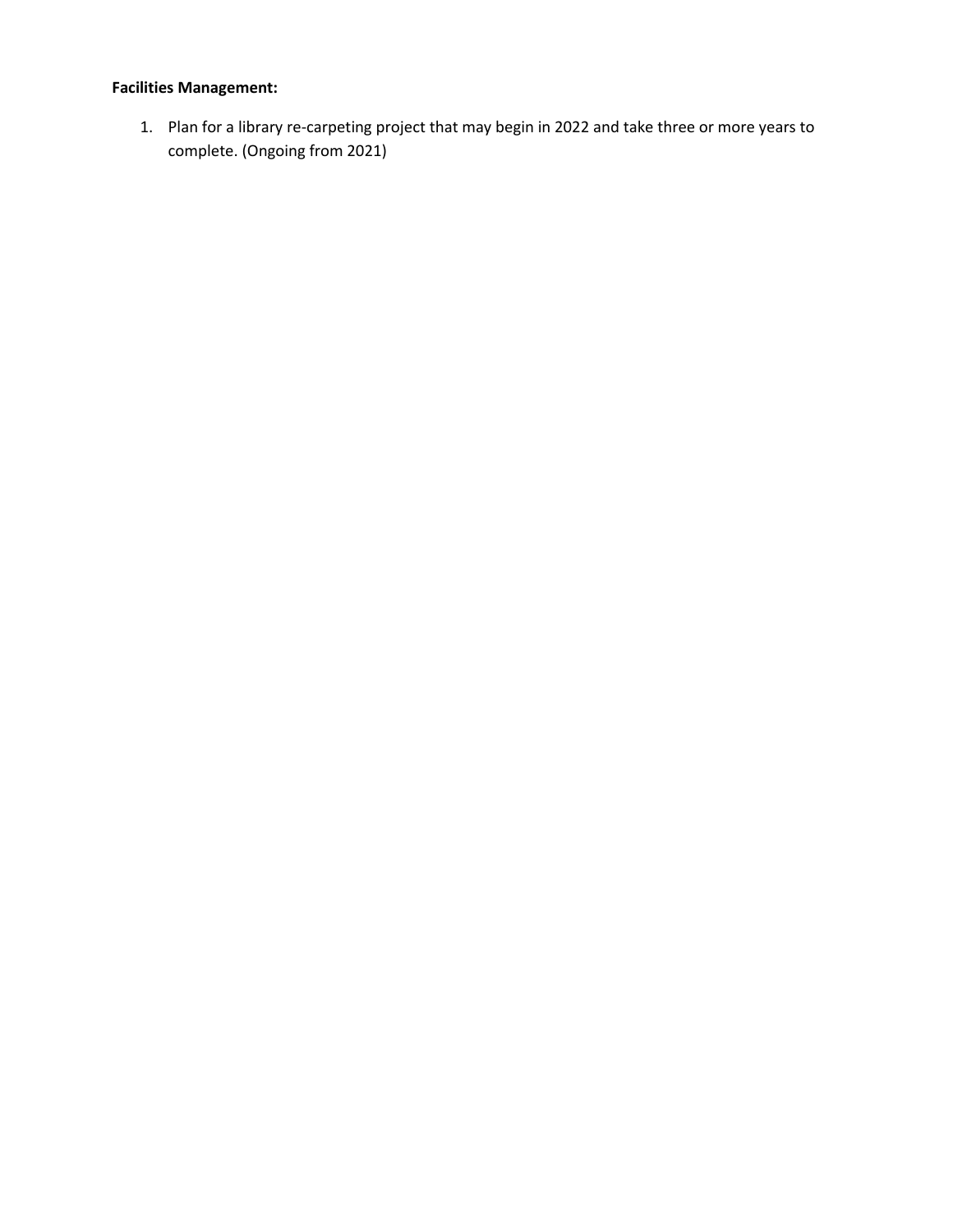**Facilities Management:**

1. Plan for a library re-carpeting project that may begin in 2022 and take three or more years to complete. (Ongoing from 2021)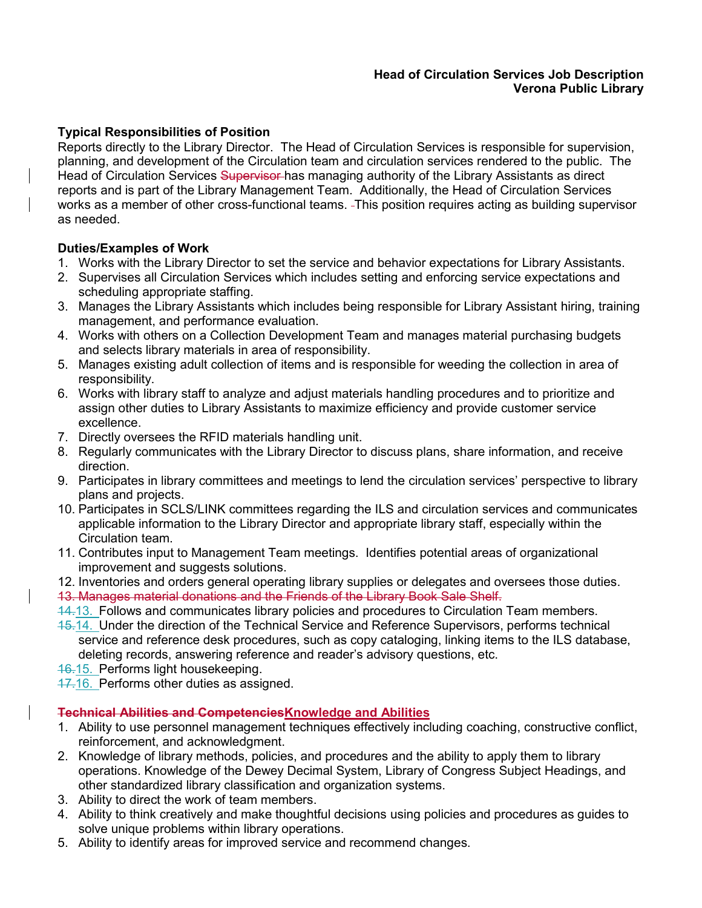**Head of Circulation Services Job Description**
**Verona Public Library**

**Typical Responsibilities of Position**

Reports directly to the Library Director. The Head of Circulation Services is responsible for supervision, planning, and development of the Circulation team and circulation services rendered to the public. The Head of Circulation Services ~~Supervisor~~ has managing authority of the Library Assistants as direct reports and is part of the Library Management Team. Additionally, the Head of Circulation Services works as a member of other cross-functional teams. This position requires acting as building supervisor as needed.

**Duties/Examples of Work**

1. Works with the Library Director to set the service and behavior expectations for Library Assistants.
2. Supervises all Circulation Services which includes setting and enforcing service expectations and scheduling appropriate staffing.
3. Manages the Library Assistants which includes being responsible for Library Assistant hiring, training management, and performance evaluation.
4. Works with others on a Collection Development Team and manages material purchasing budgets and selects library materials in area of responsibility.
5. Manages existing adult collection of items and is responsible for weeding the collection in area of responsibility.
6. Works with library staff to analyze and adjust materials handling procedures and to prioritize and assign other duties to Library Assistants to maximize efficiency and provide customer service excellence.
7. Directly oversees the RFID materials handling unit.
8. Regularly communicates with the Library Director to discuss plans, share information, and receive direction.
9. Participates in library committees and meetings to lend the circulation services' perspective to library plans and projects.
10. Participates in SCLS/LINK committees regarding the ILS and circulation services and communicates applicable information to the Library Director and appropriate library staff, especially within the Circulation team.
11. Contributes input to Management Team meetings. Identifies potential areas of organizational improvement and suggests solutions.
12. Inventories and orders general operating library supplies or delegates and oversees those duties.

~~13. Manages material donations and the Friends of the Library Book Sale Shelf.~~

~~14.~~13. Follows and communicates library policies and procedures to Circulation Team members.

~~15.~~14. Under the direction of the Technical Service and Reference Supervisors, performs technical service and reference desk procedures, such as copy cataloging, linking items to the ILS database, deleting records, answering reference and reader's advisory questions, etc.

~~16.~~15. Performs light housekeeping.

~~17.~~16. Performs other duties as assigned.

**~~Technical Abilities and Competencies~~Knowledge and Abilities**

1. Ability to use personnel management techniques effectively including coaching, constructive conflict, reinforcement, and acknowledgment.
2. Knowledge of library methods, policies, and procedures and the ability to apply them to library operations. Knowledge of the Dewey Decimal System, Library of Congress Subject Headings, and other standardized library classification and organization systems.
3. Ability to direct the work of team members.
4. Ability to think creatively and make thoughtful decisions using policies and procedures as guides to solve unique problems within library operations.
5. Ability to identify areas for improved service and recommend changes.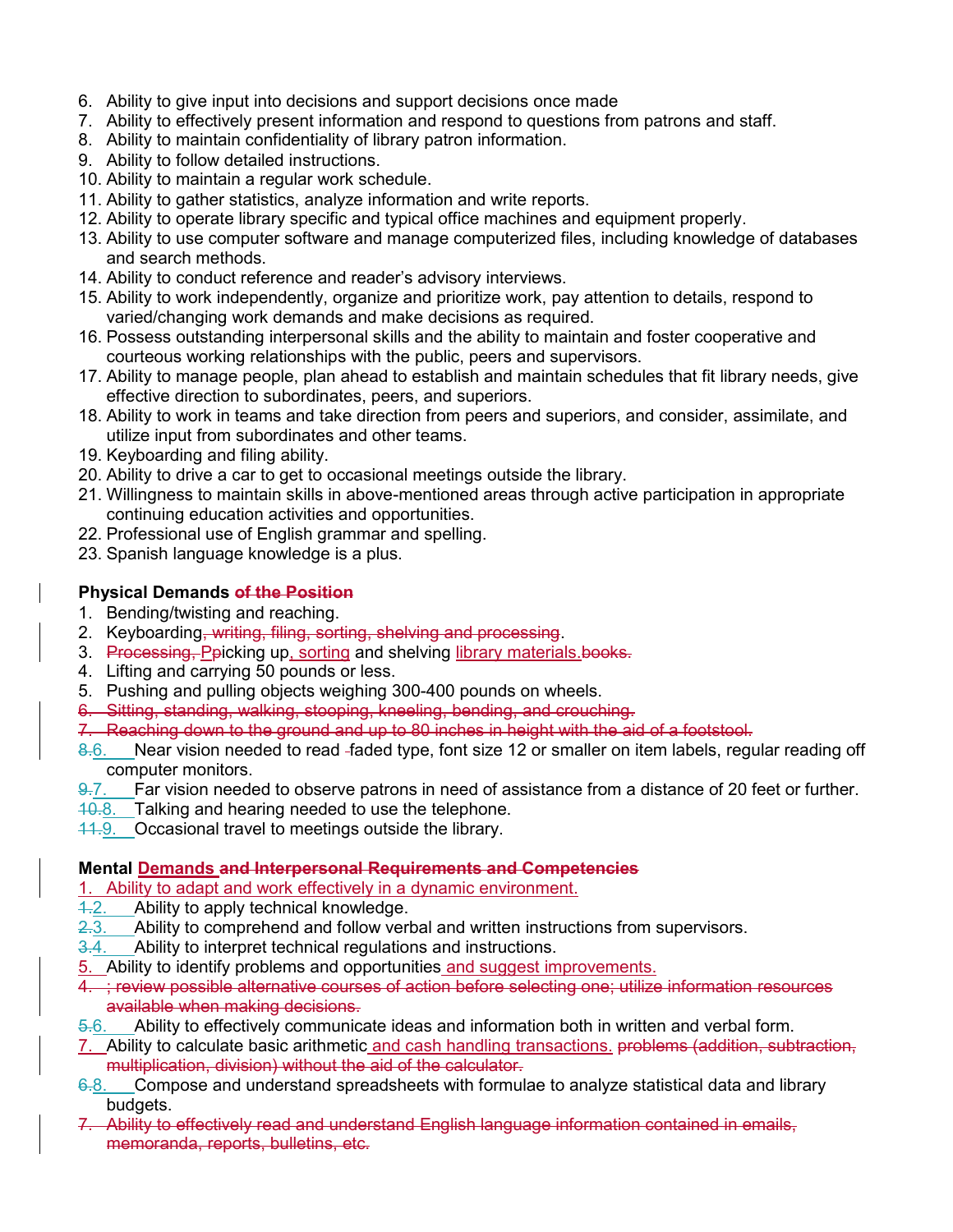6. Ability to give input into decisions and support decisions once made
7. Ability to effectively present information and respond to questions from patrons and staff.
8. Ability to maintain confidentiality of library patron information.
9. Ability to follow detailed instructions.
10. Ability to maintain a regular work schedule.
11. Ability to gather statistics, analyze information and write reports.
12. Ability to operate library specific and typical office machines and equipment properly.
13. Ability to use computer software and manage computerized files, including knowledge of databases and search methods.
14. Ability to conduct reference and reader's advisory interviews.
15. Ability to work independently, organize and prioritize work, pay attention to details, respond to varied/changing work demands and make decisions as required.
16. Possess outstanding interpersonal skills and the ability to maintain and foster cooperative and courteous working relationships with the public, peers and supervisors.
17. Ability to manage people, plan ahead to establish and maintain schedules that fit library needs, give effective direction to subordinates, peers, and superiors.
18. Ability to work in teams and take direction from peers and superiors, and consider, assimilate, and utilize input from subordinates and other teams.
19. Keyboarding and filing ability.
20. Ability to drive a car to get to occasional meetings outside the library.
21. Willingness to maintain skills in above-mentioned areas through active participation in appropriate continuing education activities and opportunities.
22. Professional use of English grammar and spelling.
23. Spanish language knowledge is a plus.

**Physical Demands ~~of the Position~~**

1. Bending/twisting and reaching.
2. Keyboarding~~, writing, filing, sorting, shelving and processing~~.
3. ~~Processing, P~~picking up, sorting and shelving library materials.~~books.~~
4. Lifting and carrying 50 pounds or less.
5. Pushing and pulling objects weighing 300-400 pounds on wheels.

~~6. Sitting, standing, walking, stooping, kneeling, bending, and crouching.~~

~~7. Reaching down to the ground and up to 80 inches in height with the aid of a footstool.~~

6. Near vision needed to read faded type, font size 12 or smaller on item labels, regular reading off computer monitors.
7. Far vision needed to observe patrons in need of assistance from a distance of 20 feet or further.
8. Talking and hearing needed to use the telephone.
9. Occasional travel to meetings outside the library.

**Mental Demands ~~and Interpersonal Requirements and Competencies~~**

1. Ability to adapt and work effectively in a dynamic environment.
2. Ability to apply technical knowledge.
3. Ability to comprehend and follow verbal and written instructions from supervisors.
4. Ability to interpret technical regulations and instructions.
5. Ability to identify problems and opportunities and suggest improvements.

~~4. ; review possible alternative courses of action before selecting one; utilize information resources available when making decisions.~~

6. Ability to effectively communicate ideas and information both in written and verbal form.
7. Ability to calculate basic arithmetic and cash handling transactions. ~~problems (addition, subtraction, multiplication, division) without the aid of the calculator.~~
8. Compose and understand spreadsheets with formulae to analyze statistical data and library budgets.

~~7. Ability to effectively read and understand English language information contained in emails, memoranda, reports, bulletins, etc.~~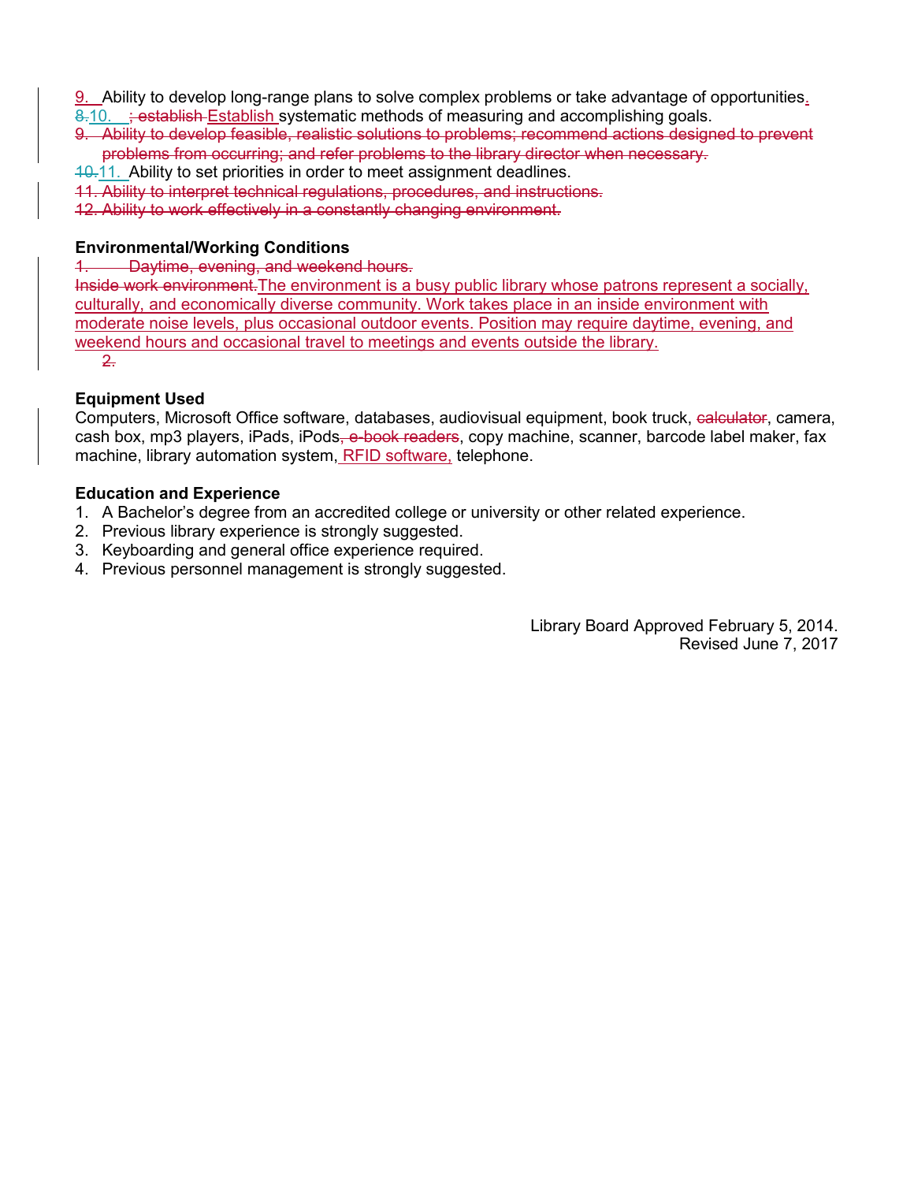9. Ability to develop long-range plans to solve complex problems or take advantage of opportunities.
8.10. ; establish Establish systematic methods of measuring and accomplishing goals.
9. Ability to develop feasible, realistic solutions to problems; recommend actions designed to prevent problems from occurring; and refer problems to the library director when necessary.
10.11. Ability to set priorities in order to meet assignment deadlines.
11. Ability to interpret technical regulations, procedures, and instructions.
12. Ability to work effectively in a constantly changing environment.

**Environmental/Working Conditions**

1. Daytime, evening, and weekend hours.

Inside work environment.The environment is a busy public library whose patrons represent a socially, culturally, and economically diverse community. Work takes place in an inside environment with moderate noise levels, plus occasional outdoor events. Position may require daytime, evening, and weekend hours and occasional travel to meetings and events outside the library.

2.

**Equipment Used**

Computers, Microsoft Office software, databases, audiovisual equipment, book truck, calculator, camera, cash box, mp3 players, iPads, iPods, e-book readers, copy machine, scanner, barcode label maker, fax machine, library automation system, RFID software, telephone.

**Education and Experience**

1. A Bachelor's degree from an accredited college or university or other related experience.
2. Previous library experience is strongly suggested.
3. Keyboarding and general office experience required.
4. Previous personnel management is strongly suggested.

Library Board Approved February 5, 2014.
Revised June 7, 2017